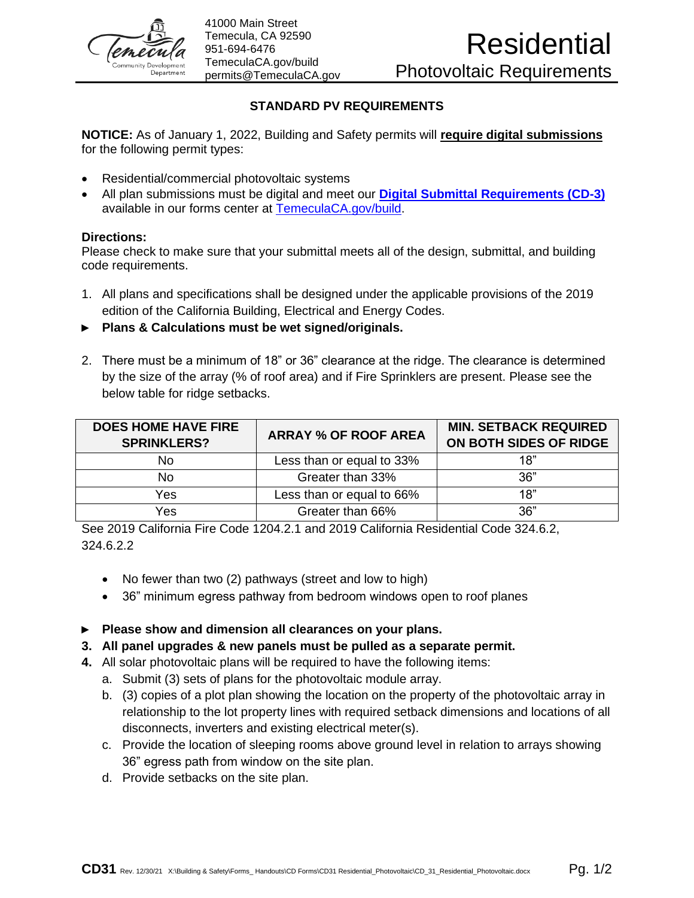41000 Main Street
Temecula, CA 92590
951-694-6476
TemeculaCA.gov/build
permits@TemeculaCA.gov

# Residential

## Photovoltaic Requirements

### STANDARD PV REQUIREMENTS

**NOTICE:** As of January 1, 2022, Building and Safety permits will **require digital submissions** for the following permit types:

- Residential/commercial photovoltaic systems
- All plan submissions must be digital and meet our **Digital Submittal Requirements (CD-3)** available in our forms center at TemeculaCA.gov/build.

**Directions:**
Please check to make sure that your submittal meets all of the design, submittal, and building code requirements.

1. All plans and specifications shall be designed under the applicable provisions of the 2019 edition of the California Building, Electrical and Energy Codes.

► **Plans & Calculations must be wet signed/originals.**

2. There must be a minimum of 18" or 36" clearance at the ridge. The clearance is determined by the size of the array (% of roof area) and if Fire Sprinklers are present. Please see the below table for ridge setbacks.

| DOES HOME HAVE FIRE SPRINKLERS? | ARRAY % OF ROOF AREA | MIN. SETBACK REQUIRED ON BOTH SIDES OF RIDGE |
|---|---|---|
| No | Less than or equal to 33% | 18" |
| No | Greater than 33% | 36" |
| Yes | Less than or equal to 66% | 18" |
| Yes | Greater than 66% | 36" |

See 2019 California Fire Code 1204.2.1 and 2019 California Residential Code 324.6.2, 324.6.2.2

- No fewer than two (2) pathways (street and low to high)
- 36" minimum egress pathway from bedroom windows open to roof planes

► **Please show and dimension all clearances on your plans.**

3. **All panel upgrades & new panels must be pulled as a separate permit.**
4. All solar photovoltaic plans will be required to have the following items:
   a. Submit (3) sets of plans for the photovoltaic module array.
   b. (3) copies of a plot plan showing the location on the property of the photovoltaic array in relationship to the lot property lines with required setback dimensions and locations of all disconnects, inverters and existing electrical meter(s).
   c. Provide the location of sleeping rooms above ground level in relation to arrays showing 36" egress path from window on the site plan.
   d. Provide setbacks on the site plan.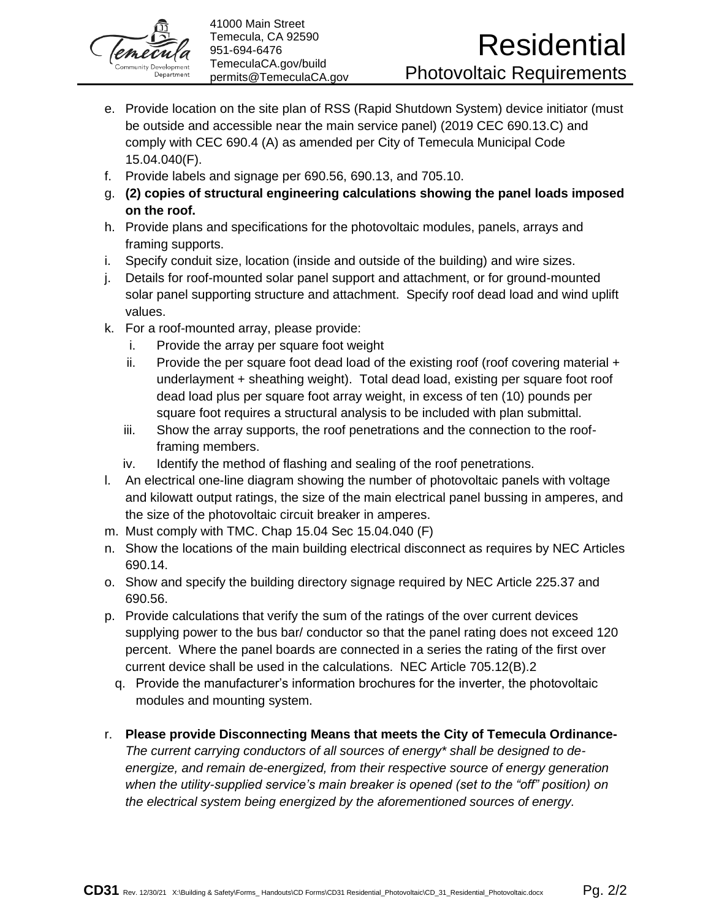e. Provide location on the site plan of RSS (Rapid Shutdown System) device initiator (must be outside and accessible near the main service panel) (2019 CEC 690.13.C) and comply with CEC 690.4 (A) as amended per City of Temecula Municipal Code 15.04.040(F).
f. Provide labels and signage per 690.56, 690.13, and 705.10.
g. **(2) copies of structural engineering calculations showing the panel loads imposed on the roof.**
h. Provide plans and specifications for the photovoltaic modules, panels, arrays and framing supports.
i. Specify conduit size, location (inside and outside of the building) and wire sizes.
j. Details for roof-mounted solar panel support and attachment, or for ground-mounted solar panel supporting structure and attachment. Specify roof dead load and wind uplift values.
k. For a roof-mounted array, please provide:
   i. Provide the array per square foot weight
   ii. Provide the per square foot dead load of the existing roof (roof covering material + underlayment + sheathing weight). Total dead load, existing per square foot roof dead load plus per square foot array weight, in excess of ten (10) pounds per square foot requires a structural analysis to be included with plan submittal.
   iii. Show the array supports, the roof penetrations and the connection to the roof-framing members.
   iv. Identify the method of flashing and sealing of the roof penetrations.
l. An electrical one-line diagram showing the number of photovoltaic panels with voltage and kilowatt output ratings, the size of the main electrical panel bussing in amperes, and the size of the photovoltaic circuit breaker in amperes.
m. Must comply with TMC. Chap 15.04 Sec 15.04.040 (F)
n. Show the locations of the main building electrical disconnect as requires by NEC Articles 690.14.
o. Show and specify the building directory signage required by NEC Article 225.37 and 690.56.
p. Provide calculations that verify the sum of the ratings of the over current devices supplying power to the bus bar/ conductor so that the panel rating does not exceed 120 percent. Where the panel boards are connected in a series the rating of the first over current device shall be used in the calculations. NEC Article 705.12(B).2
q. Provide the manufacturer's information brochures for the inverter, the photovoltaic modules and mounting system.

r. **Please provide Disconnecting Means that meets the City of Temecula Ordinance-** *The current carrying conductors of all sources of energy* shall be designed to de-energize, and remain de-energized, from their respective source of energy generation when the utility-supplied service's main breaker is opened (set to the "off" position) on the electrical system being energized by the aforementioned sources of energy.*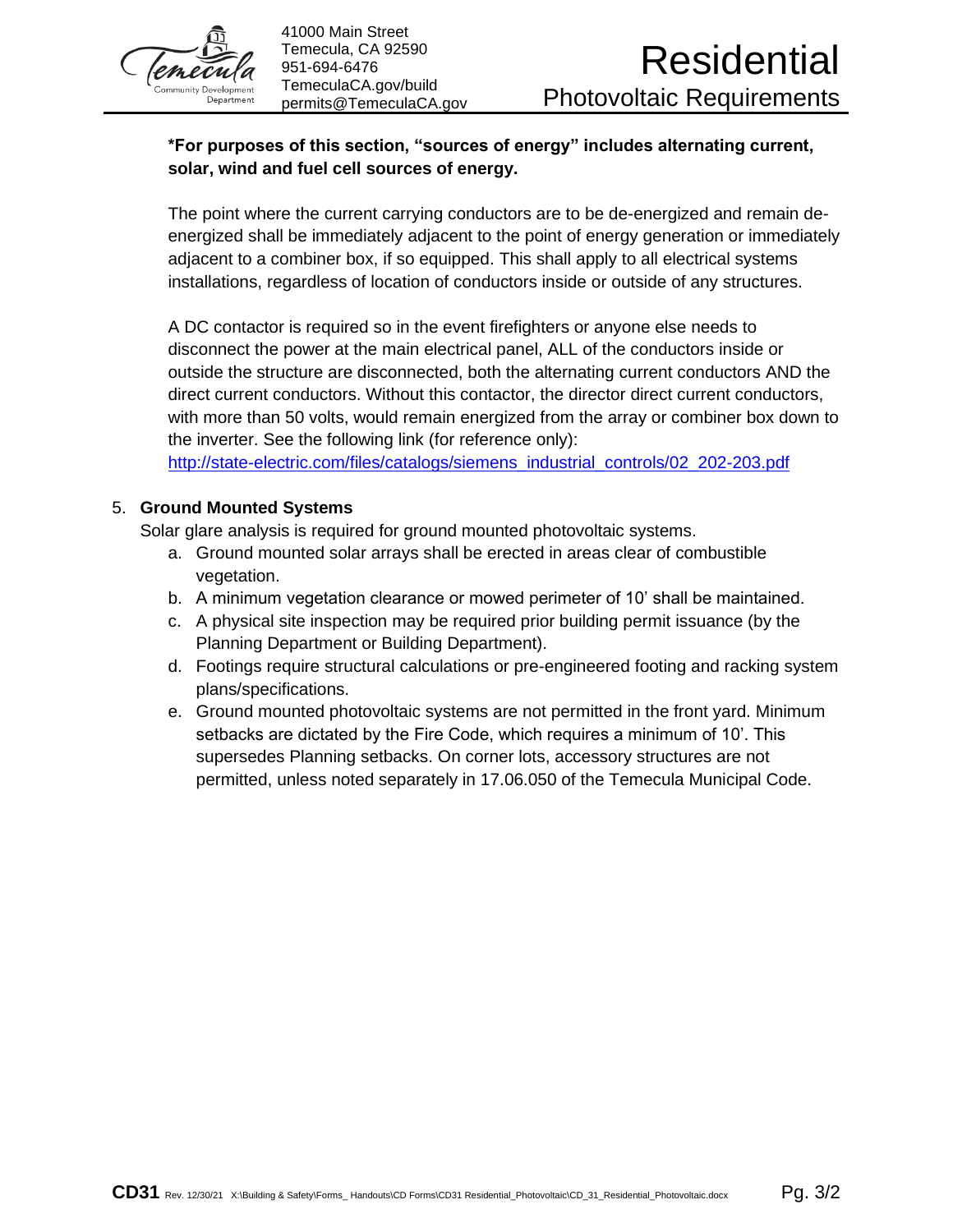**\*For purposes of this section, "sources of energy" includes alternating current, solar, wind and fuel cell sources of energy.**

The point where the current carrying conductors are to be de-energized and remain de-energized shall be immediately adjacent to the point of energy generation or immediately adjacent to a combiner box, if so equipped. This shall apply to all electrical systems installations, regardless of location of conductors inside or outside of any structures.

A DC contactor is required so in the event firefighters or anyone else needs to disconnect the power at the main electrical panel, ALL of the conductors inside or outside the structure are disconnected, both the alternating current conductors AND the direct current conductors. Without this contactor, the director direct current conductors, with more than 50 volts, would remain energized from the array or combiner box down to the inverter. See the following link (for reference only): [http://state-electric.com/files/catalogs/siemens_industrial_controls/02_202-203.pdf](http://state-electric.com/files/catalogs/siemens_industrial_controls/02_202-203.pdf)

5. **Ground Mounted Systems**

   Solar glare analysis is required for ground mounted photovoltaic systems.

   a. Ground mounted solar arrays shall be erected in areas clear of combustible vegetation.
   b. A minimum vegetation clearance or mowed perimeter of 10' shall be maintained.
   c. A physical site inspection may be required prior building permit issuance (by the Planning Department or Building Department).
   d. Footings require structural calculations or pre-engineered footing and racking system plans/specifications.
   e. Ground mounted photovoltaic systems are not permitted in the front yard. Minimum setbacks are dictated by the Fire Code, which requires a minimum of 10'. This supersedes Planning setbacks. On corner lots, accessory structures are not permitted, unless noted separately in 17.06.050 of the Temecula Municipal Code.